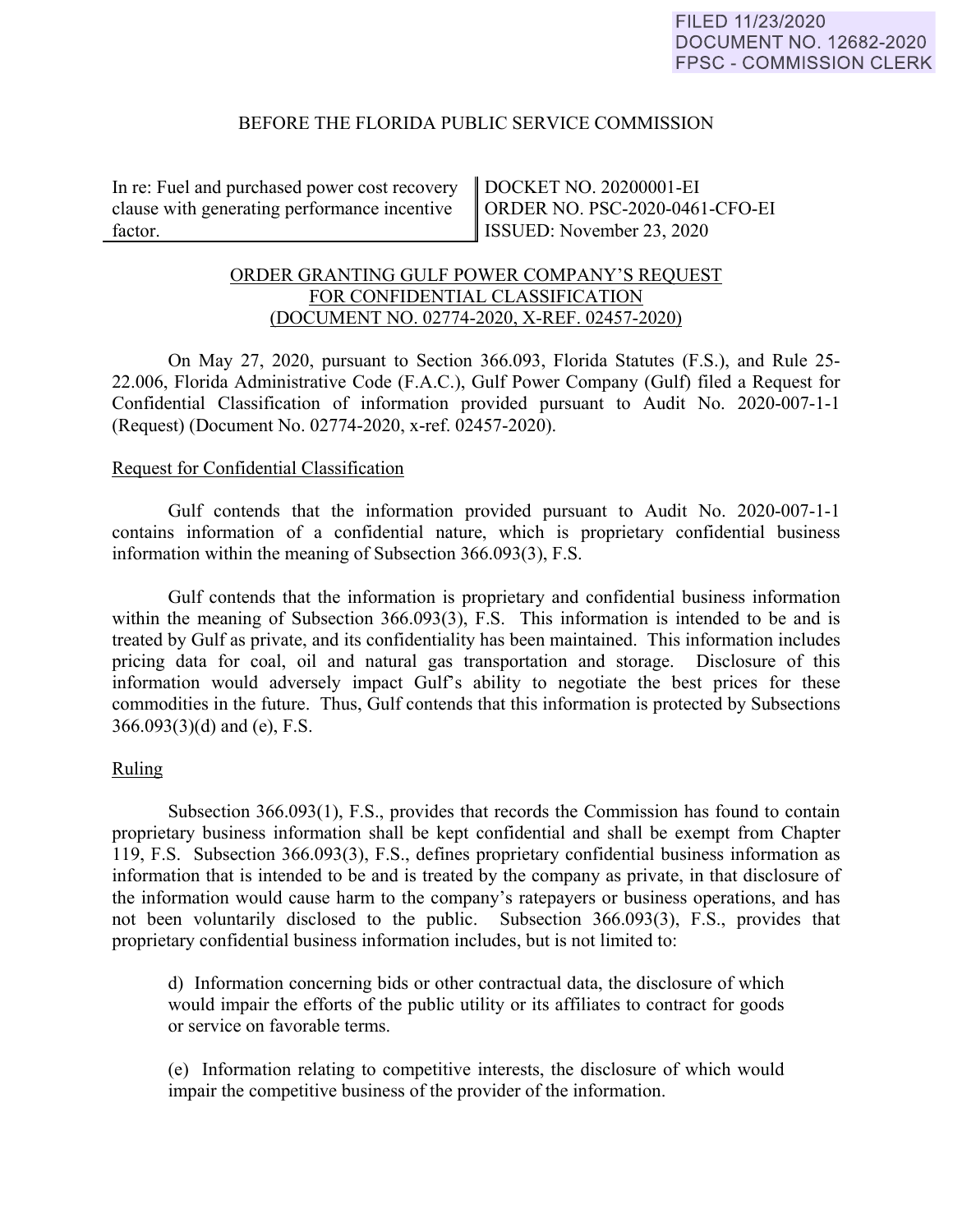FILED 11/23/2020
DOCUMENT NO. 12682-2020
FPSC - COMMISSION CLERK

BEFORE THE FLORIDA PUBLIC SERVICE COMMISSION

| In re: Fuel and purchased power cost recovery clause with generating performance incentive factor. | DOCKET NO. 20200001-EI<br>ORDER NO. PSC-2020-0461-CFO-EI<br>ISSUED: November 23, 2020 |
|---|---|

ORDER GRANTING GULF POWER COMPANY'S REQUEST FOR CONFIDENTIAL CLASSIFICATION (DOCUMENT NO. 02774-2020, X-REF. 02457-2020)

On May 27, 2020, pursuant to Section 366.093, Florida Statutes (F.S.), and Rule 25-22.006, Florida Administrative Code (F.A.C.), Gulf Power Company (Gulf) filed a Request for Confidential Classification of information provided pursuant to Audit No. 2020-007-1-1 (Request) (Document No. 02774-2020, x-ref. 02457-2020).

Request for Confidential Classification

Gulf contends that the information provided pursuant to Audit No. 2020-007-1-1 contains information of a confidential nature, which is proprietary confidential business information within the meaning of Subsection 366.093(3), F.S.

Gulf contends that the information is proprietary and confidential business information within the meaning of Subsection 366.093(3), F.S. This information is intended to be and is treated by Gulf as private, and its confidentiality has been maintained. This information includes pricing data for coal, oil and natural gas transportation and storage. Disclosure of this information would adversely impact Gulf's ability to negotiate the best prices for these commodities in the future. Thus, Gulf contends that this information is protected by Subsections 366.093(3)(d) and (e), F.S.

Ruling

Subsection 366.093(1), F.S., provides that records the Commission has found to contain proprietary business information shall be kept confidential and shall be exempt from Chapter 119, F.S. Subsection 366.093(3), F.S., defines proprietary confidential business information as information that is intended to be and is treated by the company as private, in that disclosure of the information would cause harm to the company's ratepayers or business operations, and has not been voluntarily disclosed to the public. Subsection 366.093(3), F.S., provides that proprietary confidential business information includes, but is not limited to:

> d) Information concerning bids or other contractual data, the disclosure of which would impair the efforts of the public utility or its affiliates to contract for goods or service on favorable terms.
>
> (e) Information relating to competitive interests, the disclosure of which would impair the competitive business of the provider of the information.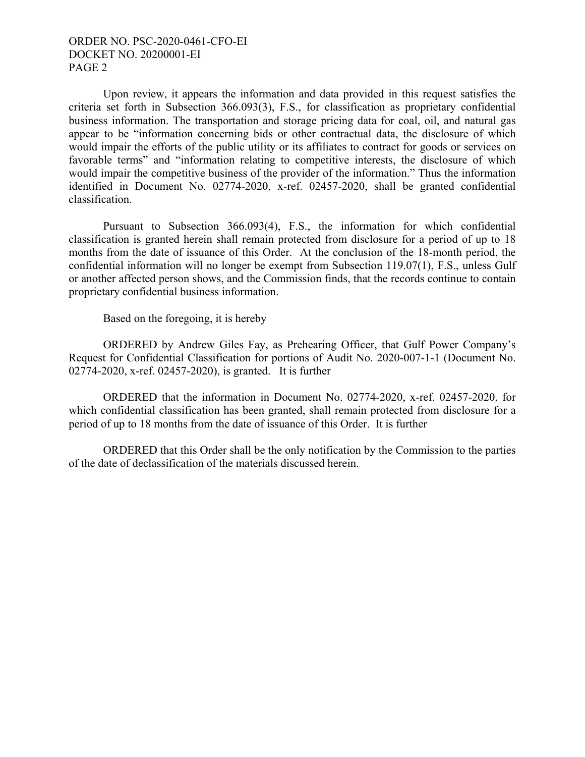Upon review, it appears the information and data provided in this request satisfies the criteria set forth in Subsection 366.093(3), F.S., for classification as proprietary confidential business information. The transportation and storage pricing data for coal, oil, and natural gas appear to be "information concerning bids or other contractual data, the disclosure of which would impair the efforts of the public utility or its affiliates to contract for goods or services on favorable terms" and "information relating to competitive interests, the disclosure of which would impair the competitive business of the provider of the information." Thus the information identified in Document No. 02774-2020, x-ref. 02457-2020, shall be granted confidential classification.

Pursuant to Subsection 366.093(4), F.S., the information for which confidential classification is granted herein shall remain protected from disclosure for a period of up to 18 months from the date of issuance of this Order. At the conclusion of the 18-month period, the confidential information will no longer be exempt from Subsection 119.07(1), F.S., unless Gulf or another affected person shows, and the Commission finds, that the records continue to contain proprietary confidential business information.

Based on the foregoing, it is hereby

ORDERED by Andrew Giles Fay, as Prehearing Officer, that Gulf Power Company's Request for Confidential Classification for portions of Audit No. 2020-007-1-1 (Document No. 02774-2020, x-ref. 02457-2020), is granted. It is further

ORDERED that the information in Document No. 02774-2020, x-ref. 02457-2020, for which confidential classification has been granted, shall remain protected from disclosure for a period of up to 18 months from the date of issuance of this Order. It is further

ORDERED that this Order shall be the only notification by the Commission to the parties of the date of declassification of the materials discussed herein.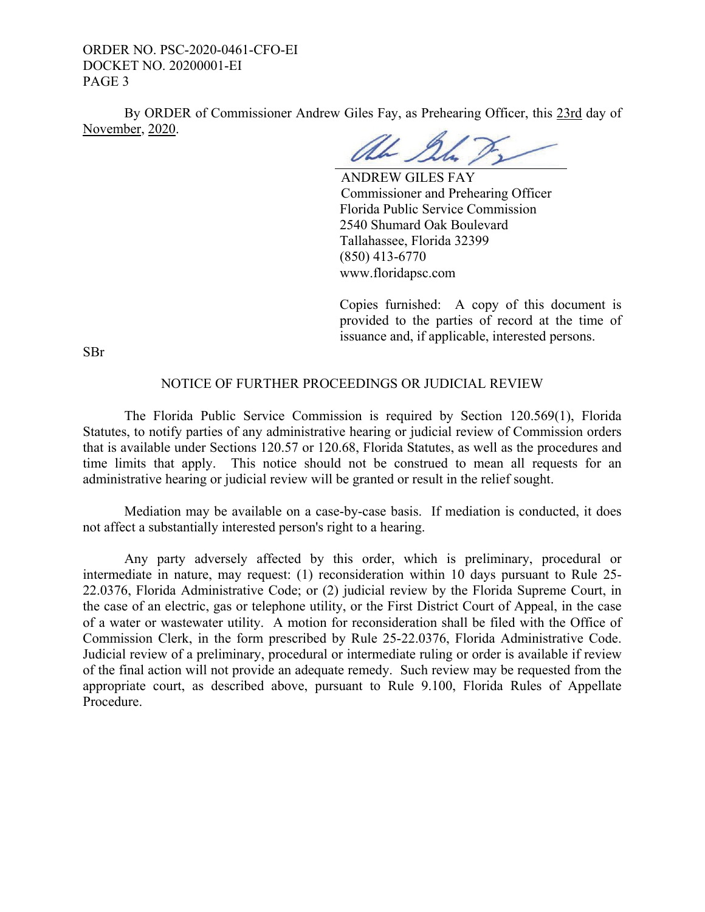By ORDER of Commissioner Andrew Giles Fay, as Prehearing Officer, this 23rd day of November, 2020.

ANDREW GILES FAY
Commissioner and Prehearing Officer
Florida Public Service Commission
2540 Shumard Oak Boulevard
Tallahassee, Florida 32399
(850) 413-6770
www.floridapsc.com

Copies furnished: A copy of this document is provided to the parties of record at the time of issuance and, if applicable, interested persons.

SBr

NOTICE OF FURTHER PROCEEDINGS OR JUDICIAL REVIEW

The Florida Public Service Commission is required by Section 120.569(1), Florida Statutes, to notify parties of any administrative hearing or judicial review of Commission orders that is available under Sections 120.57 or 120.68, Florida Statutes, as well as the procedures and time limits that apply. This notice should not be construed to mean all requests for an administrative hearing or judicial review will be granted or result in the relief sought.

Mediation may be available on a case-by-case basis. If mediation is conducted, it does not affect a substantially interested person's right to a hearing.

Any party adversely affected by this order, which is preliminary, procedural or intermediate in nature, may request: (1) reconsideration within 10 days pursuant to Rule 25-22.0376, Florida Administrative Code; or (2) judicial review by the Florida Supreme Court, in the case of an electric, gas or telephone utility, or the First District Court of Appeal, in the case of a water or wastewater utility. A motion for reconsideration shall be filed with the Office of Commission Clerk, in the form prescribed by Rule 25-22.0376, Florida Administrative Code. Judicial review of a preliminary, procedural or intermediate ruling or order is available if review of the final action will not provide an adequate remedy. Such review may be requested from the appropriate court, as described above, pursuant to Rule 9.100, Florida Rules of Appellate Procedure.